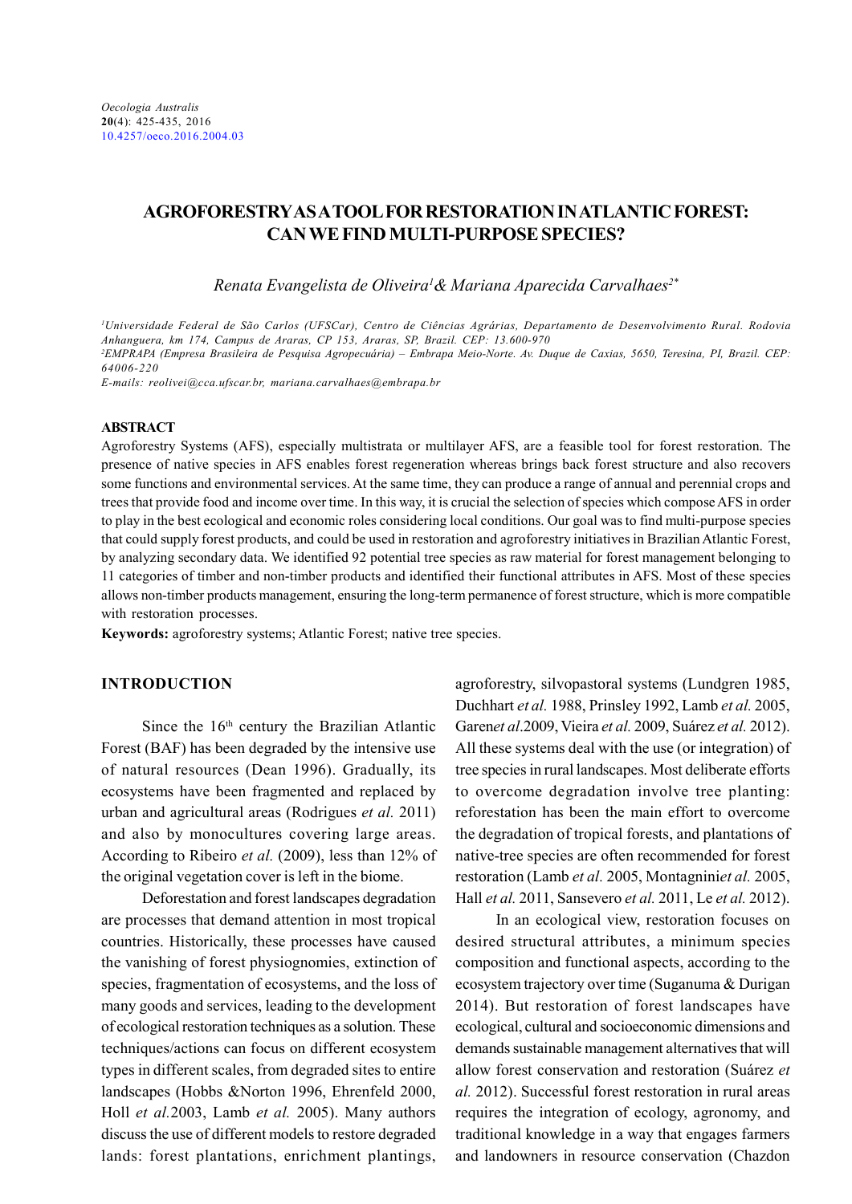*Oecologia Australis*
**20**(4): 425-435, 2016
10.4257/oeco.2016.2004.03

# AGROFORESTRY AS A TOOL FOR RESTORATION IN ATLANTIC FOREST: CAN WE FIND MULTI-PURPOSE SPECIES?

*Renata Evangelista de Oliveira[1] & Mariana Aparecida Carvalhaes[2*]*

[1]*Universidade Federal de São Carlos (UFSCar), Centro de Ciências Agrárias, Departamento de Desenvolvimento Rural. Rodovia Anhanguera, km 174, Campus de Araras, CP 153, Araras, SP, Brazil. CEP: 13.600-970*
[2]*EMPRAPA (Empresa Brasileira de Pesquisa Agropecuária) – Embrapa Meio-Norte. Av. Duque de Caxias, 5650, Teresina, PI, Brazil. CEP: 64006-220*
*E-mails: reolivei@cca.ufscar.br, mariana.carvalhaes@embrapa.br*

## ABSTRACT

Agroforestry Systems (AFS), especially multistrata or multilayer AFS, are a feasible tool for forest restoration. The presence of native species in AFS enables forest regeneration whereas brings back forest structure and also recovers some functions and environmental services. At the same time, they can produce a range of annual and perennial crops and trees that provide food and income over time. In this way, it is crucial the selection of species which compose AFS in order to play in the best ecological and economic roles considering local conditions. Our goal was to find multi-purpose species that could supply forest products, and could be used in restoration and agroforestry initiatives in Brazilian Atlantic Forest, by analyzing secondary data. We identified 92 potential tree species as raw material for forest management belonging to 11 categories of timber and non-timber products and identified their functional attributes in AFS. Most of these species allows non-timber products management, ensuring the long-term permanence of forest structure, which is more compatible with restoration processes.

**Keywords:** agroforestry systems; Atlantic Forest; native tree species.

## INTRODUCTION

Since the 16th century the Brazilian Atlantic Forest (BAF) has been degraded by the intensive use of natural resources (Dean 1996). Gradually, its ecosystems have been fragmented and replaced by urban and agricultural areas (Rodrigues *et al.* 2011) and also by monocultures covering large areas. According to Ribeiro *et al.* (2009), less than 12% of the original vegetation cover is left in the biome.

Deforestation and forest landscapes degradation are processes that demand attention in most tropical countries. Historically, these processes have caused the vanishing of forest physiognomies, extinction of species, fragmentation of ecosystems, and the loss of many goods and services, leading to the development of ecological restoration techniques as a solution. These techniques/actions can focus on different ecosystem types in different scales, from degraded sites to entire landscapes (Hobbs &Norton 1996, Ehrenfeld 2000, Holl *et al.*2003, Lamb *et al.* 2005). Many authors discuss the use of different models to restore degraded lands: forest plantations, enrichment plantings, agroforestry, silvopastoral systems (Lundgren 1985, Duchhart *et al.* 1988, Prinsley 1992, Lamb *et al.* 2005, Garen*et al.*2009, Vieira *et al.* 2009, Suárez *et al.* 2012). All these systems deal with the use (or integration) of tree species in rural landscapes. Most deliberate efforts to overcome degradation involve tree planting: reforestation has been the main effort to overcome the degradation of tropical forests, and plantations of native-tree species are often recommended for forest restoration (Lamb *et al.* 2005, Montagnini*et al.* 2005, Hall *et al.* 2011, Sansevero *et al.* 2011, Le *et al.* 2012).

In an ecological view, restoration focuses on desired structural attributes, a minimum species composition and functional aspects, according to the ecosystem trajectory over time (Suganuma & Durigan 2014). But restoration of forest landscapes have ecological, cultural and socioeconomic dimensions and demands sustainable management alternatives that will allow forest conservation and restoration (Suárez *et al.* 2012). Successful forest restoration in rural areas requires the integration of ecology, agronomy, and traditional knowledge in a way that engages farmers and landowners in resource conservation (Chazdon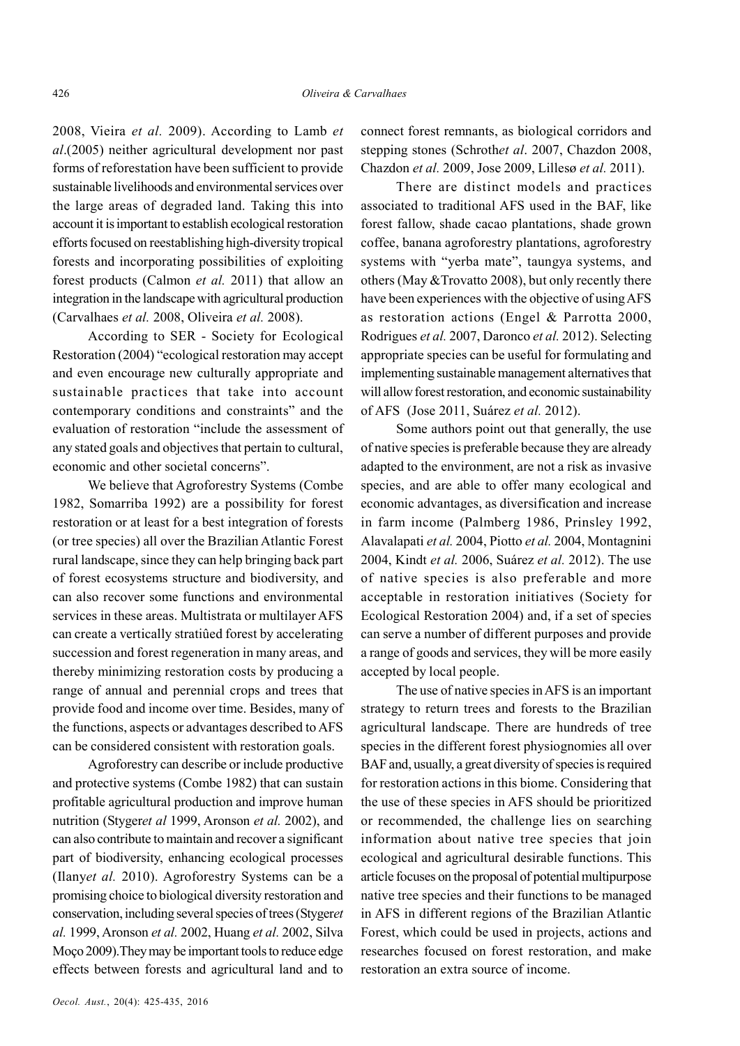2008, Vieira *et al.* 2009). According to Lamb *et al*.(2005) neither agricultural development nor past forms of reforestation have been sufficient to provide sustainable livelihoods and environmental services over the large areas of degraded land. Taking this into account it is important to establish ecological restoration efforts focused on reestablishing high-diversity tropical forests and incorporating possibilities of exploiting forest products (Calmon *et al.* 2011) that allow an integration in the landscape with agricultural production (Carvalhaes *et al.* 2008, Oliveira *et al.* 2008).

According to SER - Society for Ecological Restoration (2004) "ecological restoration may accept and even encourage new culturally appropriate and sustainable practices that take into account contemporary conditions and constraints" and the evaluation of restoration "include the assessment of any stated goals and objectives that pertain to cultural, economic and other societal concerns".

We believe that Agroforestry Systems (Combe 1982, Somarriba 1992) are a possibility for forest restoration or at least for a best integration of forests (or tree species) all over the Brazilian Atlantic Forest rural landscape, since they can help bringing back part of forest ecosystems structure and biodiversity, and can also recover some functions and environmental services in these areas. Multistrata or multilayer AFS can create a vertically stratiûed forest by accelerating succession and forest regeneration in many areas, and thereby minimizing restoration costs by producing a range of annual and perennial crops and trees that provide food and income over time. Besides, many of the functions, aspects or advantages described to AFS can be considered consistent with restoration goals.

Agroforestry can describe or include productive and protective systems (Combe 1982) that can sustain profitable agricultural production and improve human nutrition (Styger*et al* 1999, Aronson *et al.* 2002), and can also contribute to maintain and recover a significant part of biodiversity, enhancing ecological processes (Ilany*et al.* 2010). Agroforestry Systems can be a promising choice to biological diversity restoration and conservation, including several species of trees (Styger*et al.* 1999, Aronson *et al.* 2002, Huang *et al.* 2002, Silva Moço 2009).They may be important tools to reduce edge effects between forests and agricultural land and to connect forest remnants, as biological corridors and stepping stones (Schroth*et al*. 2007, Chazdon 2008, Chazdon *et al.* 2009, Jose 2009, Lillesø *et al.* 2011).

There are distinct models and practices associated to traditional AFS used in the BAF, like forest fallow, shade cacao plantations, shade grown coffee, banana agroforestry plantations, agroforestry systems with "yerba mate", taungya systems, and others (May &Trovatto 2008), but only recently there have been experiences with the objective of using AFS as restoration actions (Engel & Parrotta 2000, Rodrigues *et al.* 2007, Daronco *et al.* 2012). Selecting appropriate species can be useful for formulating and implementing sustainable management alternatives that will allow forest restoration, and economic sustainability of AFS (Jose 2011, Suárez *et al.* 2012).

Some authors point out that generally, the use of native species is preferable because they are already adapted to the environment, are not a risk as invasive species, and are able to offer many ecological and economic advantages, as diversification and increase in farm income (Palmberg 1986, Prinsley 1992, Alavalapati *et al.* 2004, Piotto *et al.* 2004, Montagnini 2004, Kindt *et al.* 2006, Suárez *et al.* 2012). The use of native species is also preferable and more acceptable in restoration initiatives (Society for Ecological Restoration 2004) and, if a set of species can serve a number of different purposes and provide a range of goods and services, they will be more easily accepted by local people.

The use of native species in AFS is an important strategy to return trees and forests to the Brazilian agricultural landscape. There are hundreds of tree species in the different forest physiognomies all over BAF and, usually, a great diversity of species is required for restoration actions in this biome. Considering that the use of these species in AFS should be prioritized or recommended, the challenge lies on searching information about native tree species that join ecological and agricultural desirable functions. This article focuses on the proposal of potential multipurpose native tree species and their functions to be managed in AFS in different regions of the Brazilian Atlantic Forest, which could be used in projects, actions and researches focused on forest restoration, and make restoration an extra source of income.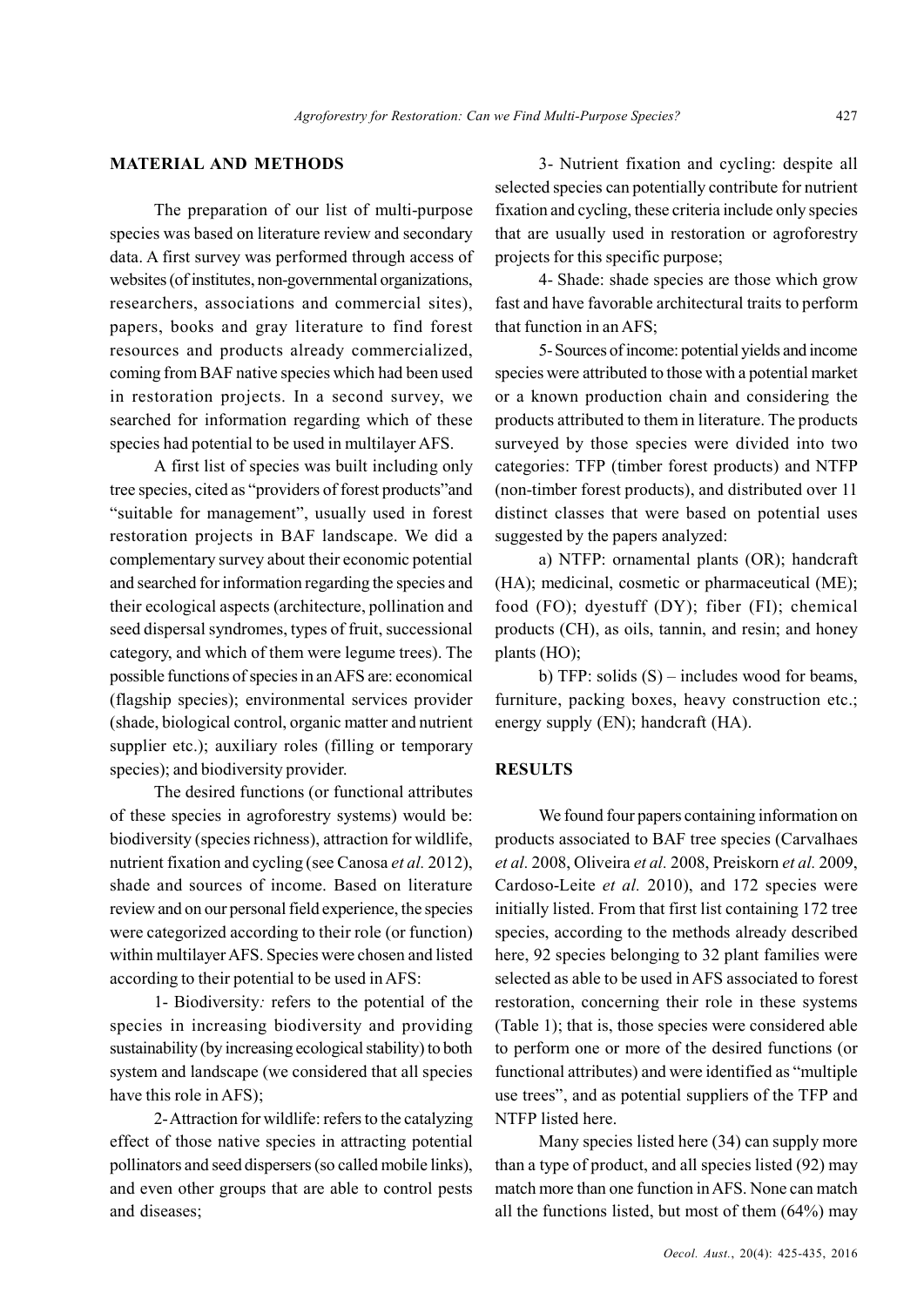## MATERIAL AND METHODS

The preparation of our list of multi-purpose species was based on literature review and secondary data. A first survey was performed through access of websites (of institutes, non-governmental organizations, researchers, associations and commercial sites), papers, books and gray literature to find forest resources and products already commercialized, coming from BAF native species which had been used in restoration projects. In a second survey, we searched for information regarding which of these species had potential to be used in multilayer AFS.

A first list of species was built including only tree species, cited as "providers of forest products"and "suitable for management", usually used in forest restoration projects in BAF landscape. We did a complementary survey about their economic potential and searched for information regarding the species and their ecological aspects (architecture, pollination and seed dispersal syndromes, types of fruit, successional category, and which of them were legume trees). The possible functions of species in an AFS are: economical (flagship species); environmental services provider (shade, biological control, organic matter and nutrient supplier etc.); auxiliary roles (filling or temporary species); and biodiversity provider.

The desired functions (or functional attributes of these species in agroforestry systems) would be: biodiversity (species richness), attraction for wildlife, nutrient fixation and cycling (see Canosa *et al.* 2012), shade and sources of income. Based on literature review and on our personal field experience, the species were categorized according to their role (or function) within multilayer AFS. Species were chosen and listed according to their potential to be used in AFS:

1- Biodiversity*:* refers to the potential of the species in increasing biodiversity and providing sustainability (by increasing ecological stability) to both system and landscape (we considered that all species have this role in AFS);

2- Attraction for wildlife: refers to the catalyzing effect of those native species in attracting potential pollinators and seed dispersers (so called mobile links), and even other groups that are able to control pests and diseases;

3- Nutrient fixation and cycling: despite all selected species can potentially contribute for nutrient fixation and cycling, these criteria include only species that are usually used in restoration or agroforestry projects for this specific purpose;

4- Shade: shade species are those which grow fast and have favorable architectural traits to perform that function in an AFS;

5- Sources of income: potential yields and income species were attributed to those with a potential market or a known production chain and considering the products attributed to them in literature. The products surveyed by those species were divided into two categories: TFP (timber forest products) and NTFP (non-timber forest products), and distributed over 11 distinct classes that were based on potential uses suggested by the papers analyzed:

a) NTFP: ornamental plants (OR); handcraft (HA); medicinal, cosmetic or pharmaceutical (ME); food (FO); dyestuff (DY); fiber (FI); chemical products (CH), as oils, tannin, and resin; and honey plants (HO);

b) TFP: solids (S) – includes wood for beams, furniture, packing boxes, heavy construction etc.; energy supply (EN); handcraft (HA).

## RESULTS

We found four papers containing information on products associated to BAF tree species (Carvalhaes *et al.* 2008, Oliveira *et al.* 2008, Preiskorn *et al.* 2009, Cardoso-Leite *et al.* 2010), and 172 species were initially listed. From that first list containing 172 tree species, according to the methods already described here, 92 species belonging to 32 plant families were selected as able to be used in AFS associated to forest restoration, concerning their role in these systems (Table 1); that is, those species were considered able to perform one or more of the desired functions (or functional attributes) and were identified as "multiple use trees", and as potential suppliers of the TFP and NTFP listed here.

Many species listed here (34) can supply more than a type of product, and all species listed (92) may match more than one function in AFS. None can match all the functions listed, but most of them (64%) may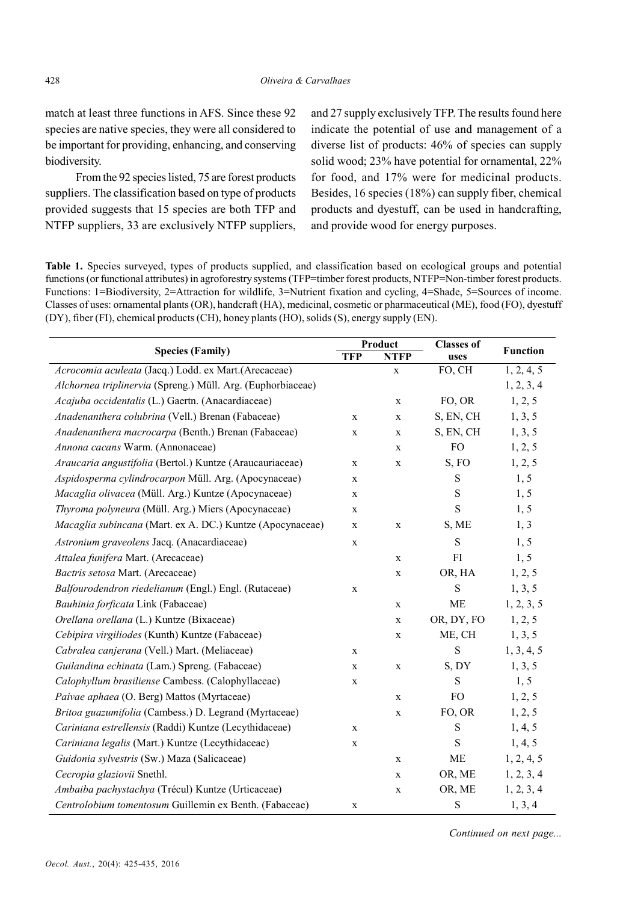match at least three functions in AFS. Since these 92 species are native species, they were all considered to be important for providing, enhancing, and conserving biodiversity.

From the 92 species listed, 75 are forest products suppliers. The classification based on type of products provided suggests that 15 species are both TFP and NTFP suppliers, 33 are exclusively NTFP suppliers, and 27 supply exclusively TFP. The results found here indicate the potential of use and management of a diverse list of products: 46% of species can supply solid wood; 23% have potential for ornamental, 22% for food, and 17% were for medicinal products. Besides, 16 species (18%) can supply fiber, chemical products and dyestuff, can be used in handcrafting, and provide wood for energy purposes.

**Table 1.** Species surveyed, types of products supplied, and classification based on ecological groups and potential functions (or functional attributes) in agroforestry systems (TFP=timber forest products, NTFP=Non-timber forest products. Functions: 1=Biodiversity, 2=Attraction for wildlife, 3=Nutrient fixation and cycling, 4=Shade, 5=Sources of income. Classes of uses: ornamental plants (OR), handcraft (HA), medicinal, cosmetic or pharmaceutical (ME), food (FO), dyestuff (DY), fiber (FI), chemical products (CH), honey plants (HO), solids (S), energy supply (EN).

| Species (Family) | Product | | Classes of uses | Function |
|---|---|---|---|---|
| | TFP | NTFP | | |
| *Acrocomia aculeata* (Jacq.) Lodd. ex Mart.(Arecaceae) | | x | FO, CH | 1, 2, 4, 5 |
| *Alchornea triplinervia* (Spreng.) Müll. Arg. (Euphorbiaceae) | | | | 1, 2, 3, 4 |
| *Acajuba occidentalis* (L.) Gaertn. (Anacardiaceae) | | x | FO, OR | 1, 2, 5 |
| *Anadenanthera colubrina* (Vell.) Brenan (Fabaceae) | x | x | S, EN, CH | 1, 3, 5 |
| *Anadenanthera macrocarpa* (Benth.) Brenan (Fabaceae) | x | x | S, EN, CH | 1, 3, 5 |
| *Annona cacans* Warm. (Annonaceae) | | x | FO | 1, 2, 5 |
| *Araucaria angustifolia* (Bertol.) Kuntze (Araucauriaceae) | x | x | S, FO | 1, 2, 5 |
| *Aspidosperma cylindrocarpon* Müll. Arg. (Apocynaceae) | x | | S | 1, 5 |
| *Macaglia olivacea* (Müll. Arg.) Kuntze (Apocynaceae) | x | | S | 1, 5 |
| *Thyroma polyneura* (Müll. Arg.) Miers (Apocynaceae) | x | | S | 1, 5 |
| *Macaglia subincana* (Mart. ex A. DC.) Kuntze (Apocynaceae) | x | x | S, ME | 1, 3 |
| *Astronium graveolens* Jacq. (Anacardiaceae) | x | | S | 1, 5 |
| *Attalea funifera* Mart. (Arecaceae) | | x | FI | 1, 5 |
| *Bactris setosa* Mart. (Arecaceae) | | x | OR, HA | 1, 2, 5 |
| *Balfourodendron riedelianum* (Engl.) Engl. (Rutaceae) | x | | S | 1, 3, 5 |
| *Bauhinia forficata* Link (Fabaceae) | | x | ME | 1, 2, 3, 5 |
| *Orellana orellana* (L.) Kuntze (Bixaceae) | | x | OR, DY, FO | 1, 2, 5 |
| *Cebipira virgiliodes* (Kunth) Kuntze (Fabaceae) | | x | ME, CH | 1, 3, 5 |
| *Cabralea canjerana* (Vell.) Mart. (Meliaceae) | x | | S | 1, 3, 4, 5 |
| *Guilandina echinata* (Lam.) Spreng. (Fabaceae) | x | x | S, DY | 1, 3, 5 |
| *Calophyllum brasiliense* Cambess. (Calophyllaceae) | x | | S | 1, 5 |
| *Paivae aphaea* (O. Berg) Mattos (Myrtaceae) | | x | FO | 1, 2, 5 |
| *Britoa guazumifolia* (Cambess.) D. Legrand (Myrtaceae) | | x | FO, OR | 1, 2, 5 |
| *Cariniana estrellensis* (Raddi) Kuntze (Lecythidaceae) | x | | S | 1, 4, 5 |
| *Cariniana legalis* (Mart.) Kuntze (Lecythidaceae) | x | | S | 1, 4, 5 |
| *Guidonia sylvestris* (Sw.) Maza (Salicaceae) | | x | ME | 1, 2, 4, 5 |
| *Cecropia glaziovii* Snethl. | | x | OR, ME | 1, 2, 3, 4 |
| *Ambaiba pachystachya* (Trécul) Kuntze (Urticaceae) | | x | OR, ME | 1, 2, 3, 4 |
| *Centrolobium tomentosum* Guillemin ex Benth. (Fabaceae) | x | | S | 1, 3, 4 |

*Continued on next page...*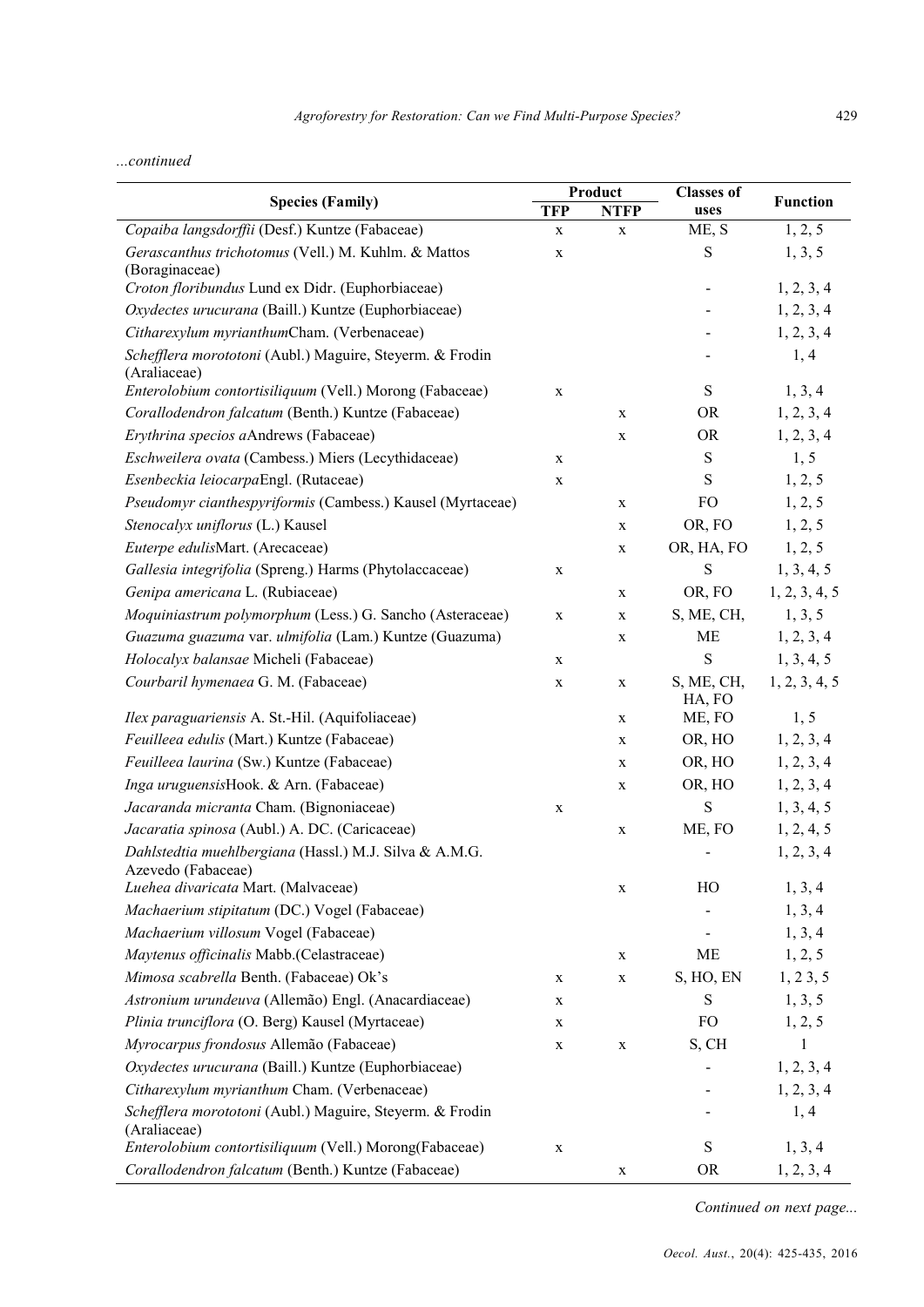*...continued*

| Species (Family) | Product | | Classes of uses | Function |
|---|---|---|---|---|
| | TFP | NTFP | | |
| *Copaiba langsdorffii* (Desf.) Kuntze (Fabaceae) | x | x | ME, S | 1, 2, 5 |
| *Gerascanthus trichotomus* (Vell.) M. Kuhlm. & Mattos (Boraginaceae) | x | | S | 1, 3, 5 |
| *Croton floribundus* Lund ex Didr. (Euphorbiaceae) | | | - | 1, 2, 3, 4 |
| *Oxydectes urucurana* (Baill.) Kuntze (Euphorbiaceae) | | | - | 1, 2, 3, 4 |
| *Citharexylum myrianthum*Cham. (Verbenaceae) | | | - | 1, 2, 3, 4 |
| *Schefflera morototoni* (Aubl.) Maguire, Steyerm. & Frodin (Araliaceae) | | | - | 1, 4 |
| *Enterolobium contortisiliquum* (Vell.) Morong (Fabaceae) | x | | S | 1, 3, 4 |
| *Corallodendron falcatum* (Benth.) Kuntze (Fabaceae) | | x | OR | 1, 2, 3, 4 |
| *Erythrina specios a*Andrews (Fabaceae) | | x | OR | 1, 2, 3, 4 |
| *Eschweilera ovata* (Cambess.) Miers (Lecythidaceae) | x | | S | 1, 5 |
| *Esenbeckia leiocarpa*Engl. (Rutaceae) | x | | S | 1, 2, 5 |
| *Pseudomyr cianthespyriformis* (Cambess.) Kausel (Myrtaceae) | | x | FO | 1, 2, 5 |
| *Stenocalyx uniflorus* (L.) Kausel | | x | OR, FO | 1, 2, 5 |
| *Euterpe edulis*Mart. (Arecaceae) | | x | OR, HA, FO | 1, 2, 5 |
| *Gallesia integrifolia* (Spreng.) Harms (Phytolaccaceae) | x | | S | 1, 3, 4, 5 |
| *Genipa americana* L. (Rubiaceae) | | x | OR, FO | 1, 2, 3, 4, 5 |
| *Moquiniastrum polymorphum* (Less.) G. Sancho (Asteraceae) | x | x | S, ME, CH, | 1, 3, 5 |
| *Guazuma guazuma* var. *ulmifolia* (Lam.) Kuntze (Guazuma) | | x | ME | 1, 2, 3, 4 |
| *Holocalyx balansae* Micheli (Fabaceae) | x | | S | 1, 3, 4, 5 |
| *Courbaril hymenaea* G. M. (Fabaceae) | x | x | S, ME, CH, HA, FO | 1, 2, 3, 4, 5 |
| *Ilex paraguariensis* A. St.-Hil. (Aquifoliaceae) | | x | ME, FO | 1, 5 |
| *Feuilleea edulis* (Mart.) Kuntze (Fabaceae) | | x | OR, HO | 1, 2, 3, 4 |
| *Feuilleea laurina* (Sw.) Kuntze (Fabaceae) | | x | OR, HO | 1, 2, 3, 4 |
| *Inga uruguensis*Hook. & Arn. (Fabaceae) | | x | OR, HO | 1, 2, 3, 4 |
| *Jacaranda micranta* Cham. (Bignoniaceae) | x | | S | 1, 3, 4, 5 |
| *Jacaratia spinosa* (Aubl.) A. DC. (Caricaceae) | | x | ME, FO | 1, 2, 4, 5 |
| *Dahlstedtia muehlbergiana* (Hassl.) M.J. Silva & A.M.G. Azevedo (Fabaceae) | | | - | 1, 2, 3, 4 |
| *Luehea divaricata* Mart. (Malvaceae) | | x | HO | 1, 3, 4 |
| *Machaerium stipitatum* (DC.) Vogel (Fabaceae) | | | - | 1, 3, 4 |
| *Machaerium villosum* Vogel (Fabaceae) | | | - | 1, 3, 4 |
| *Maytenus officinalis* Mabb.(Celastraceae) | | x | ME | 1, 2, 5 |
| *Mimosa scabrella* Benth. (Fabaceae) Ok's | x | x | S, HO, EN | 1, 2 3, 5 |
| *Astronium urundeuva* (Allemão) Engl. (Anacardiaceae) | x | | S | 1, 3, 5 |
| *Plinia trunciflora* (O. Berg) Kausel (Myrtaceae) | x | | FO | 1, 2, 5 |
| *Myrocarpus frondosus* Allemão (Fabaceae) | x | x | S, CH | 1 |
| *Oxydectes urucurana* (Baill.) Kuntze (Euphorbiaceae) | | | - | 1, 2, 3, 4 |
| *Citharexylum myrianthum* Cham. (Verbenaceae) | | | - | 1, 2, 3, 4 |
| *Schefflera morototoni* (Aubl.) Maguire, Steyerm. & Frodin (Araliaceae) | | | - | 1, 4 |
| *Enterolobium contortisiliquum* (Vell.) Morong(Fabaceae) | x | | S | 1, 3, 4 |
| *Corallodendron falcatum* (Benth.) Kuntze (Fabaceae) | | x | OR | 1, 2, 3, 4 |

*Continued on next page...*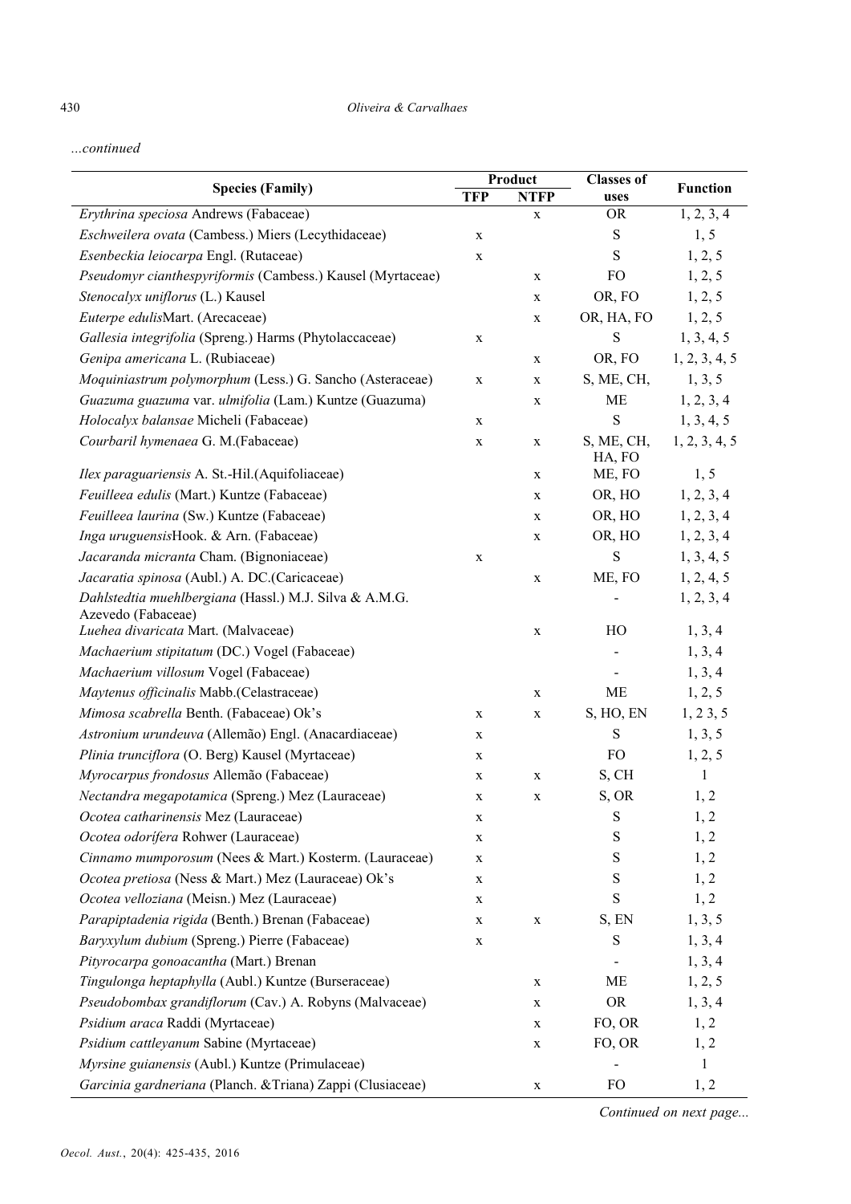*...continued*

| Species (Family) | Product | | Classes of uses | Function |
|---|---|---|---|---|
| | TFP | NTFP | | |
| *Erythrina speciosa* Andrews (Fabaceae) | | x | OR | 1, 2, 3, 4 |
| *Eschweilera ovata* (Cambess.) Miers (Lecythidaceae) | x | | S | 1, 5 |
| *Esenbeckia leiocarpa* Engl. (Rutaceae) | x | | S | 1, 2, 5 |
| *Pseudomyr cianthespyriformis* (Cambess.) Kausel (Myrtaceae) | | x | FO | 1, 2, 5 |
| *Stenocalyx uniflorus* (L.) Kausel | | x | OR, FO | 1, 2, 5 |
| *Euterpe edulis*Mart. (Arecaceae) | | x | OR, HA, FO | 1, 2, 5 |
| *Gallesia integrifolia* (Spreng.) Harms (Phytolaccaceae) | x | | S | 1, 3, 4, 5 |
| *Genipa americana* L. (Rubiaceae) | | x | OR, FO | 1, 2, 3, 4, 5 |
| *Moquiniastrum polymorphum* (Less.) G. Sancho (Asteraceae) | x | x | S, ME, CH, | 1, 3, 5 |
| *Guazuma guazuma* var. *ulmifolia* (Lam.) Kuntze (Guazuma) | | x | ME | 1, 2, 3, 4 |
| *Holocalyx balansae* Micheli (Fabaceae) | x | | S | 1, 3, 4, 5 |
| *Courbaril hymenaea* G. M.(Fabaceae) | x | x | S, ME, CH, HA, FO | 1, 2, 3, 4, 5 |
| *Ilex paraguariensis* A. St.-Hil.(Aquifoliaceae) | | x | ME, FO | 1, 5 |
| *Feuilleea edulis* (Mart.) Kuntze (Fabaceae) | | x | OR, HO | 1, 2, 3, 4 |
| *Feuilleea laurina* (Sw.) Kuntze (Fabaceae) | | x | OR, HO | 1, 2, 3, 4 |
| *Inga uruguensis*Hook. & Arn. (Fabaceae) | | x | OR, HO | 1, 2, 3, 4 |
| *Jacaranda micranta* Cham. (Bignoniaceae) | x | | S | 1, 3, 4, 5 |
| *Jacaratia spinosa* (Aubl.) A. DC.(Caricaceae) | | x | ME, FO | 1, 2, 4, 5 |
| *Dahlstedtia muehlbergiana* (Hassl.) M.J. Silva & A.M.G. Azevedo (Fabaceae) | | | - | 1, 2, 3, 4 |
| *Luehea divaricata* Mart. (Malvaceae) | | x | HO | 1, 3, 4 |
| *Machaerium stipitatum* (DC.) Vogel (Fabaceae) | | | - | 1, 3, 4 |
| *Machaerium villosum* Vogel (Fabaceae) | | | - | 1, 3, 4 |
| *Maytenus officinalis* Mabb.(Celastraceae) | | x | ME | 1, 2, 5 |
| *Mimosa scabrella* Benth. (Fabaceae) Ok's | x | x | S, HO, EN | 1, 2 3, 5 |
| *Astronium urundeuva* (Allemão) Engl. (Anacardiaceae) | x | | S | 1, 3, 5 |
| *Plinia trunciflora* (O. Berg) Kausel (Myrtaceae) | x | | FO | 1, 2, 5 |
| *Myrocarpus frondosus* Allemão (Fabaceae) | x | x | S, CH | 1 |
| *Nectandra megapotamica* (Spreng.) Mez (Lauraceae) | x | x | S, OR | 1, 2 |
| *Ocotea catharinensis* Mez (Lauraceae) | x | | S | 1, 2 |
| *Ocotea odorífera* Rohwer (Lauraceae) | x | | S | 1, 2 |
| *Cinnamo mumporosum* (Nees & Mart.) Kosterm. (Lauraceae) | x | | S | 1, 2 |
| *Ocotea pretiosa* (Ness & Mart.) Mez (Lauraceae) Ok's | x | | S | 1, 2 |
| *Ocotea velloziana* (Meisn.) Mez (Lauraceae) | x | | S | 1, 2 |
| *Parapiptadenia rigida* (Benth.) Brenan (Fabaceae) | x | x | S, EN | 1, 3, 5 |
| *Baryxylum dubium* (Spreng.) Pierre (Fabaceae) | x | | S | 1, 3, 4 |
| *Pityrocarpa gonoacantha* (Mart.) Brenan | | | - | 1, 3, 4 |
| *Tingulonga heptaphylla* (Aubl.) Kuntze (Burseraceae) | | x | ME | 1, 2, 5 |
| *Pseudobombax grandiflorum* (Cav.) A. Robyns (Malvaceae) | | x | OR | 1, 3, 4 |
| *Psidium araca* Raddi (Myrtaceae) | | x | FO, OR | 1, 2 |
| *Psidium cattleyanum* Sabine (Myrtaceae) | | x | FO, OR | 1, 2 |
| *Myrsine guianensis* (Aubl.) Kuntze (Primulaceae) | | | - | 1 |
| *Garcinia gardneriana* (Planch. &Triana) Zappi (Clusiaceae) | | x | FO | 1, 2 |

*Continued on next page...*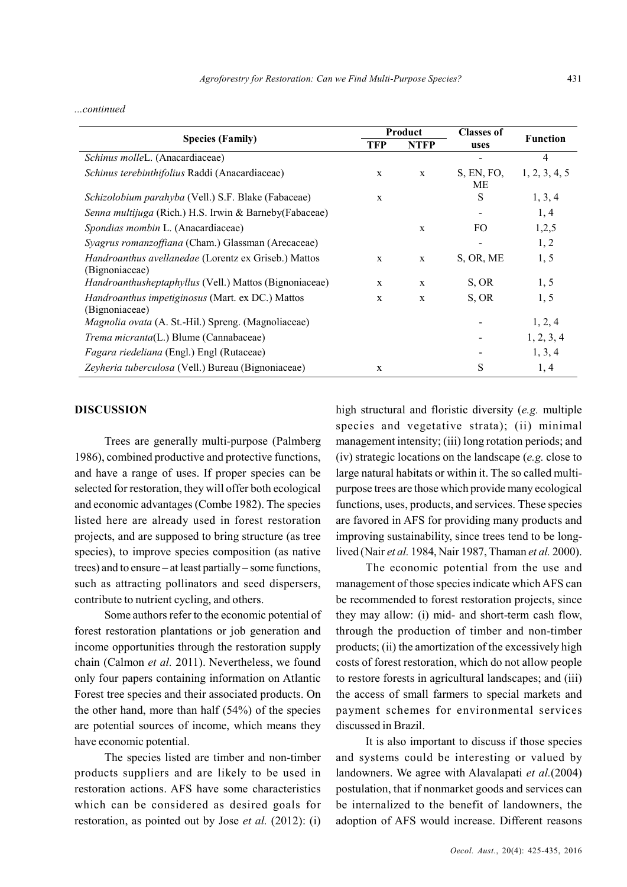*...continued*

| Species (Family) | Product | | Classes of uses | Function |
|---|---|---|---|---|
| | TFP | NTFP | | |
| *Schinus molle*L. (Anacardiaceae) | | | - | 4 |
| *Schinus terebinthifolius* Raddi (Anacardiaceae) | x | x | S, EN, FO, ME | 1, 2, 3, 4, 5 |
| *Schizolobium parahyba* (Vell.) S.F. Blake (Fabaceae) | x | | S | 1, 3, 4 |
| *Senna multijuga* (Rich.) H.S. Irwin & Barneby(Fabaceae) | | | - | 1, 4 |
| *Spondias mombin* L. (Anacardiaceae) | | x | FO | 1,2,5 |
| *Syagrus romanzoffiana* (Cham.) Glassman (Arecaceae) | | | - | 1, 2 |
| *Handroanthus avellanedae* (Lorentz ex Griseb.) Mattos (Bignoniaceae) | x | x | S, OR, ME | 1, 5 |
| *Handroanthusheptaphyllus* (Vell.) Mattos (Bignoniaceae) | x | x | S, OR | 1, 5 |
| *Handroanthus impetiginosus* (Mart. ex DC.) Mattos (Bignoniaceae) | x | x | S, OR | 1, 5 |
| *Magnolia ovata* (A. St.-Hil.) Spreng. (Magnoliaceae) | | | - | 1, 2, 4 |
| *Trema micranta*(L.) Blume (Cannabaceae) | | | - | 1, 2, 3, 4 |
| *Fagara riedeliana* (Engl.) Engl (Rutaceae) | | | - | 1, 3, 4 |
| *Zeyheria tuberculosa* (Vell.) Bureau (Bignoniaceae) | x | | S | 1, 4 |

## DISCUSSION

Trees are generally multi-purpose (Palmberg 1986), combined productive and protective functions, and have a range of uses. If proper species can be selected for restoration, they will offer both ecological and economic advantages (Combe 1982). The species listed here are already used in forest restoration projects, and are supposed to bring structure (as tree species), to improve species composition (as native trees) and to ensure – at least partially – some functions, such as attracting pollinators and seed dispersers, contribute to nutrient cycling, and others.

Some authors refer to the economic potential of forest restoration plantations or job generation and income opportunities through the restoration supply chain (Calmon *et al.* 2011). Nevertheless, we found only four papers containing information on Atlantic Forest tree species and their associated products. On the other hand, more than half (54%) of the species are potential sources of income, which means they have economic potential.

The species listed are timber and non-timber products suppliers and are likely to be used in restoration actions. AFS have some characteristics which can be considered as desired goals for restoration, as pointed out by Jose *et al.* (2012): (i) high structural and floristic diversity (*e.g.* multiple species and vegetative strata); (ii) minimal management intensity; (iii) long rotation periods; and (iv) strategic locations on the landscape (*e.g.* close to large natural habitats or within it. The so called multi-purpose trees are those which provide many ecological functions, uses, products, and services. These species are favored in AFS for providing many products and improving sustainability, since trees tend to be long-lived (Nair *et al.* 1984, Nair 1987, Thaman *et al.* 2000).

The economic potential from the use and management of those species indicate which AFS can be recommended to forest restoration projects, since they may allow: (i) mid- and short-term cash flow, through the production of timber and non-timber products; (ii) the amortization of the excessively high costs of forest restoration, which do not allow people to restore forests in agricultural landscapes; and (iii) the access of small farmers to special markets and payment schemes for environmental services discussed in Brazil.

It is also important to discuss if those species and systems could be interesting or valued by landowners. We agree with Alavalapati *et al.*(2004) postulation, that if nonmarket goods and services can be internalized to the benefit of landowners, the adoption of AFS would increase. Different reasons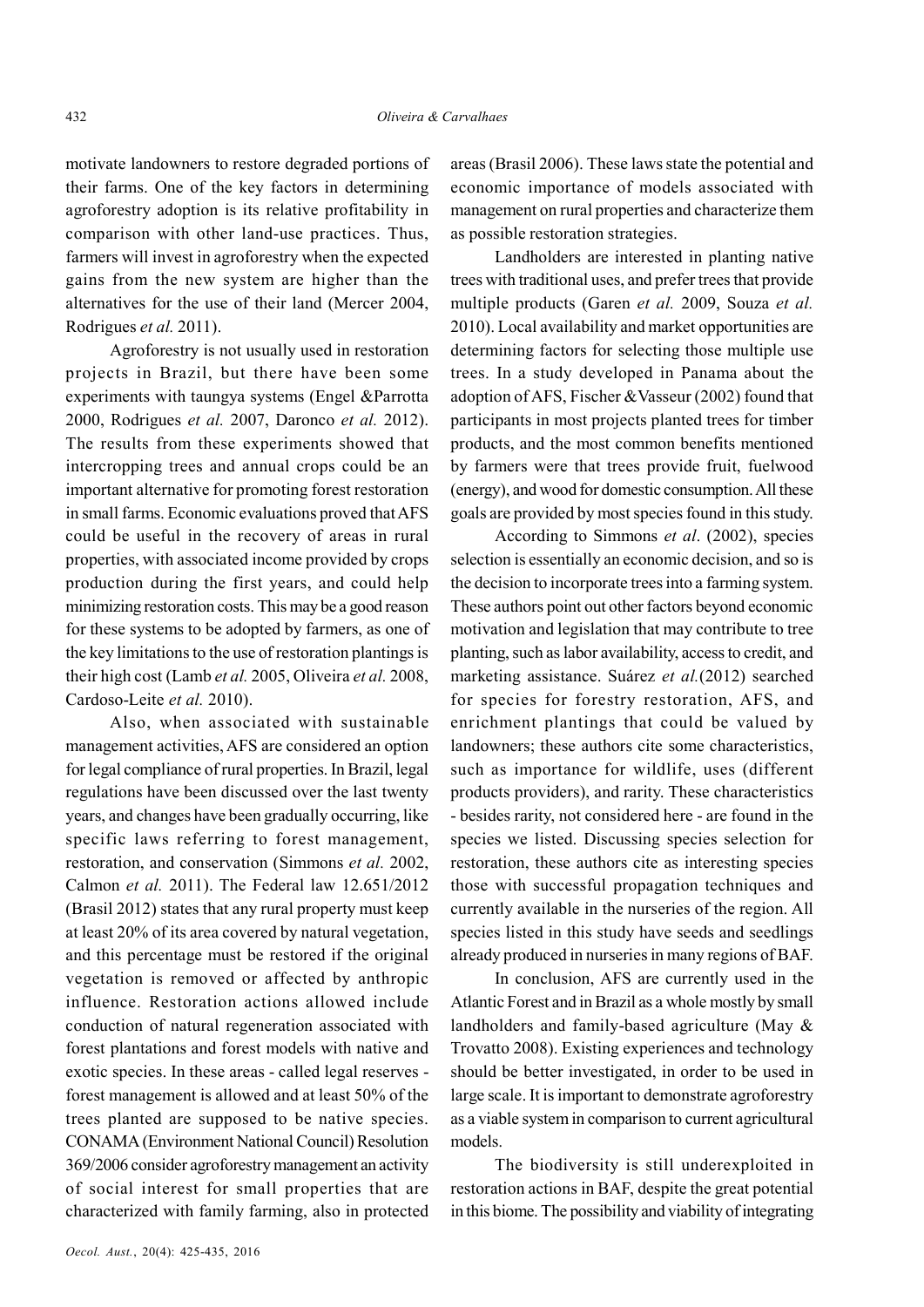motivate landowners to restore degraded portions of their farms. One of the key factors in determining agroforestry adoption is its relative profitability in comparison with other land-use practices. Thus, farmers will invest in agroforestry when the expected gains from the new system are higher than the alternatives for the use of their land (Mercer 2004, Rodrigues *et al.* 2011).

Agroforestry is not usually used in restoration projects in Brazil, but there have been some experiments with taungya systems (Engel &Parrotta 2000, Rodrigues *et al.* 2007, Daronco *et al.* 2012). The results from these experiments showed that intercropping trees and annual crops could be an important alternative for promoting forest restoration in small farms. Economic evaluations proved that AFS could be useful in the recovery of areas in rural properties, with associated income provided by crops production during the first years, and could help minimizing restoration costs. This may be a good reason for these systems to be adopted by farmers, as one of the key limitations to the use of restoration plantings is their high cost (Lamb *et al.* 2005, Oliveira *et al.* 2008, Cardoso-Leite *et al.* 2010).

Also, when associated with sustainable management activities, AFS are considered an option for legal compliance of rural properties. In Brazil, legal regulations have been discussed over the last twenty years, and changes have been gradually occurring, like specific laws referring to forest management, restoration, and conservation (Simmons *et al.* 2002, Calmon *et al.* 2011). The Federal law 12.651/2012 (Brasil 2012) states that any rural property must keep at least 20% of its area covered by natural vegetation, and this percentage must be restored if the original vegetation is removed or affected by anthropic influence. Restoration actions allowed include conduction of natural regeneration associated with forest plantations and forest models with native and exotic species. In these areas - called legal reserves - forest management is allowed and at least 50% of the trees planted are supposed to be native species. CONAMA (Environment National Council) Resolution 369/2006 consider agroforestry management an activity of social interest for small properties that are characterized with family farming, also in protected areas (Brasil 2006). These laws state the potential and economic importance of models associated with management on rural properties and characterize them as possible restoration strategies.

Landholders are interested in planting native trees with traditional uses, and prefer trees that provide multiple products (Garen *et al.* 2009, Souza *et al.* 2010). Local availability and market opportunities are determining factors for selecting those multiple use trees. In a study developed in Panama about the adoption of AFS, Fischer &Vasseur (2002) found that participants in most projects planted trees for timber products, and the most common benefits mentioned by farmers were that trees provide fruit, fuelwood (energy), and wood for domestic consumption. All these goals are provided by most species found in this study.

According to Simmons *et al*. (2002), species selection is essentially an economic decision, and so is the decision to incorporate trees into a farming system. These authors point out other factors beyond economic motivation and legislation that may contribute to tree planting, such as labor availability, access to credit, and marketing assistance. Suárez *et al.*(2012) searched for species for forestry restoration, AFS, and enrichment plantings that could be valued by landowners; these authors cite some characteristics, such as importance for wildlife, uses (different products providers), and rarity. These characteristics - besides rarity, not considered here - are found in the species we listed. Discussing species selection for restoration, these authors cite as interesting species those with successful propagation techniques and currently available in the nurseries of the region. All species listed in this study have seeds and seedlings already produced in nurseries in many regions of BAF.

In conclusion, AFS are currently used in the Atlantic Forest and in Brazil as a whole mostly by small landholders and family-based agriculture (May & Trovatto 2008). Existing experiences and technology should be better investigated, in order to be used in large scale. It is important to demonstrate agroforestry as a viable system in comparison to current agricultural models.

The biodiversity is still underexploited in restoration actions in BAF, despite the great potential in this biome. The possibility and viability of integrating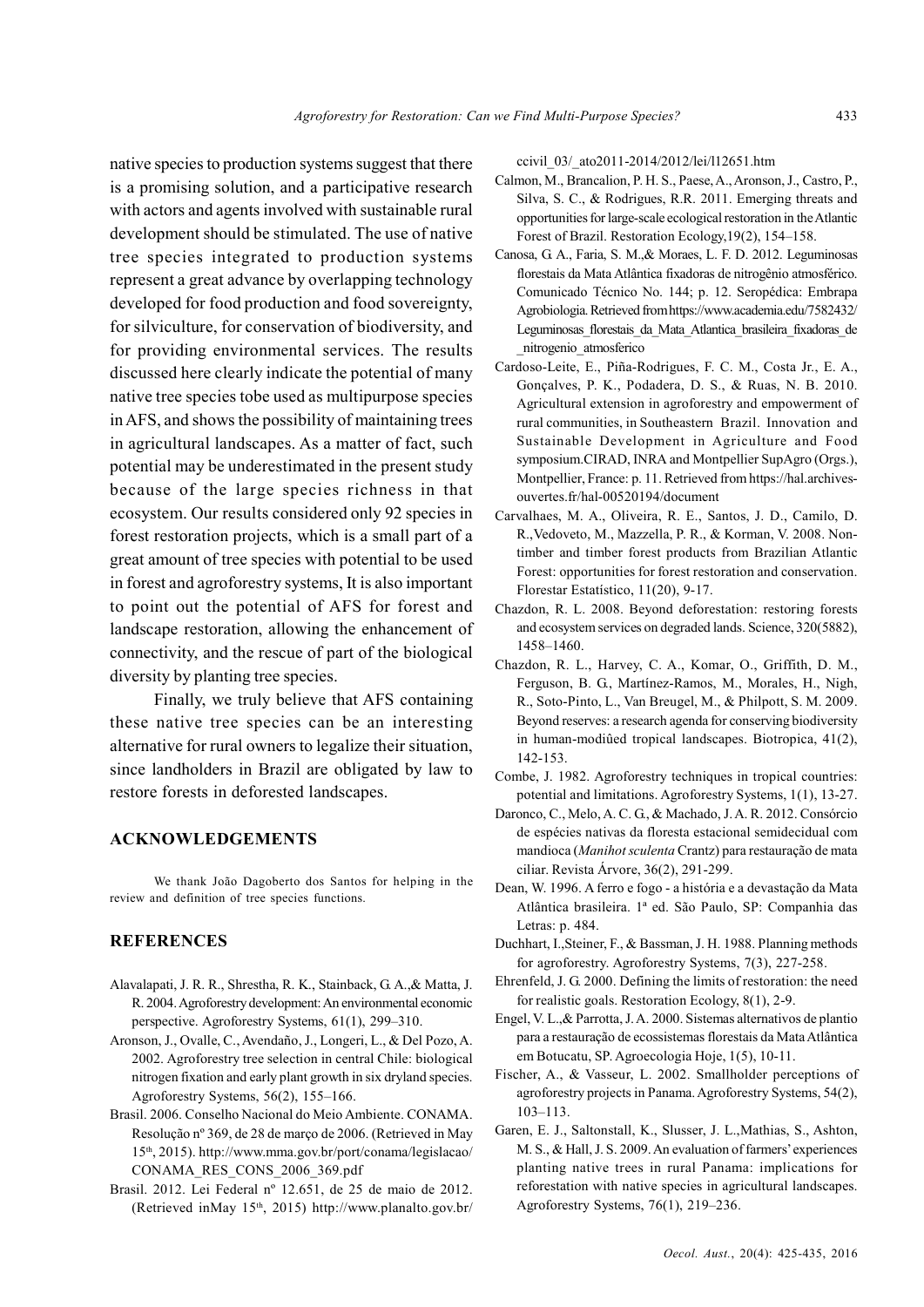native species to production systems suggest that there is a promising solution, and a participative research with actors and agents involved with sustainable rural development should be stimulated. The use of native tree species integrated to production systems represent a great advance by overlapping technology developed for food production and food sovereignty, for silviculture, for conservation of biodiversity, and for providing environmental services. The results discussed here clearly indicate the potential of many native tree species tobe used as multipurpose species in AFS, and shows the possibility of maintaining trees in agricultural landscapes. As a matter of fact, such potential may be underestimated in the present study because of the large species richness in that ecosystem. Our results considered only 92 species in forest restoration projects, which is a small part of a great amount of tree species with potential to be used in forest and agroforestry systems, It is also important to point out the potential of AFS for forest and landscape restoration, allowing the enhancement of connectivity, and the rescue of part of the biological diversity by planting tree species.

Finally, we truly believe that AFS containing these native tree species can be an interesting alternative for rural owners to legalize their situation, since landholders in Brazil are obligated by law to restore forests in deforested landscapes.

## ACKNOWLEDGEMENTS

We thank João Dagoberto dos Santos for helping in the review and definition of tree species functions.

## REFERENCES

Alavalapati, J. R. R., Shrestha, R. K., Stainback, G. A.,& Matta, J. R. 2004. Agroforestry development: An environmental economic perspective. Agroforestry Systems, 61(1), 299–310.

Aronson, J., Ovalle, C., Avendaño, J., Longeri, L., & Del Pozo, A. 2002. Agroforestry tree selection in central Chile: biological nitrogen fixation and early plant growth in six dryland species. Agroforestry Systems, 56(2), 155–166.

Brasil. 2006. Conselho Nacional do Meio Ambiente. CONAMA. Resolução nº 369, de 28 de março de 2006. (Retrieved in May 15th, 2015). http://www.mma.gov.br/port/conama/legislacao/CONAMA_RES_CONS_2006_369.pdf

Brasil. 2012. Lei Federal nº 12.651, de 25 de maio de 2012. (Retrieved inMay 15th, 2015) http://www.planalto.gov.br/ccivil_03/_ato2011-2014/2012/lei/l12651.htm

Calmon, M., Brancalion, P. H. S., Paese, A., Aronson, J., Castro, P., Silva, S. C., & Rodrigues, R.R. 2011. Emerging threats and opportunities for large-scale ecological restoration in the Atlantic Forest of Brazil. Restoration Ecology,19(2), 154–158.

Canosa, G. A., Faria, S. M.,& Moraes, L. F. D. 2012. Leguminosas florestais da Mata Atlântica fixadoras de nitrogênio atmosférico. Comunicado Técnico No. 144; p. 12. Seropédica: Embrapa Agrobiologia. Retrieved from https://www.academia.edu/7582432/Leguminosas_florestais_da_Mata_Atlantica_brasileira_fixadoras_de_nitrogenio_atmosferico

Cardoso-Leite, E., Piña-Rodrigues, F. C. M., Costa Jr., E. A., Gonçalves, P. K., Podadera, D. S., & Ruas, N. B. 2010. Agricultural extension in agroforestry and empowerment of rural communities, in Southeastern Brazil. Innovation and Sustainable Development in Agriculture and Food symposium.CIRAD, INRA and Montpellier SupAgro (Orgs.), Montpellier, France: p. 11. Retrieved from https://hal.archives-ouvertes.fr/hal-00520194/document

Carvalhaes, M. A., Oliveira, R. E., Santos, J. D., Camilo, D. R.,Vedoveto, M., Mazzella, P. R., & Korman, V. 2008. Non-timber and timber forest products from Brazilian Atlantic Forest: opportunities for forest restoration and conservation. Florestar Estatístico, 11(20), 9-17.

Chazdon, R. L. 2008. Beyond deforestation: restoring forests and ecosystem services on degraded lands. Science, 320(5882), 1458–1460.

Chazdon, R. L., Harvey, C. A., Komar, O., Griffith, D. M., Ferguson, B. G., Martínez-Ramos, M., Morales, H., Nigh, R., Soto-Pinto, L., Van Breugel, M., & Philpott, S. M. 2009. Beyond reserves: a research agenda for conserving biodiversity in human-modiûed tropical landscapes. Biotropica, 41(2), 142-153.

Combe, J. 1982. Agroforestry techniques in tropical countries: potential and limitations. Agroforestry Systems, 1(1), 13-27.

Daronco, C., Melo, A. C. G., & Machado, J. A. R. 2012. Consórcio de espécies nativas da floresta estacional semidecidual com mandioca (*Manihot sculenta* Crantz) para restauração de mata ciliar. Revista Árvore, 36(2), 291-299.

Dean, W. 1996. A ferro e fogo - a história e a devastação da Mata Atlântica brasileira. 1ª ed. São Paulo, SP: Companhia das Letras: p. 484.

Duchhart, I.,Steiner, F., & Bassman, J. H. 1988. Planning methods for agroforestry. Agroforestry Systems, 7(3), 227-258.

Ehrenfeld, J. G. 2000. Defining the limits of restoration: the need for realistic goals. Restoration Ecology, 8(1), 2-9.

Engel, V. L.,& Parrotta, J. A. 2000. Sistemas alternativos de plantio para a restauração de ecossistemas florestais da Mata Atlântica em Botucatu, SP. Agroecologia Hoje, 1(5), 10-11.

Fischer, A., & Vasseur, L. 2002. Smallholder perceptions of agroforestry projects in Panama. Agroforestry Systems, 54(2), 103–113.

Garen, E. J., Saltonstall, K., Slusser, J. L.,Mathias, S., Ashton, M. S., & Hall, J. S. 2009. An evaluation of farmers' experiences planting native trees in rural Panama: implications for reforestation with native species in agricultural landscapes. Agroforestry Systems, 76(1), 219–236.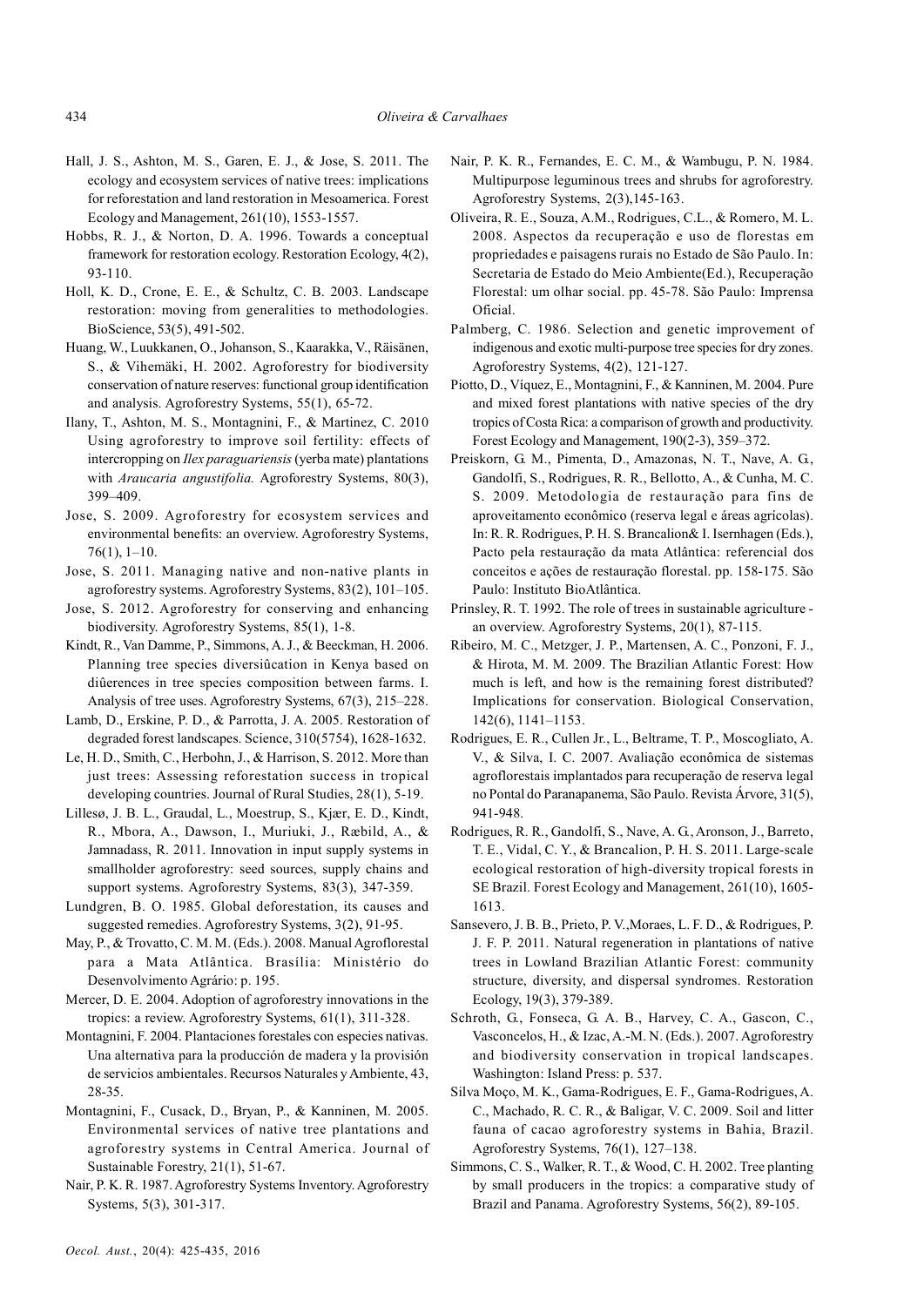Hall, J. S., Ashton, M. S., Garen, E. J., & Jose, S. 2011. The ecology and ecosystem services of native trees: implications for reforestation and land restoration in Mesoamerica. Forest Ecology and Management, 261(10), 1553-1557.

Hobbs, R. J., & Norton, D. A. 1996. Towards a conceptual framework for restoration ecology. Restoration Ecology, 4(2), 93-110.

Holl, K. D., Crone, E. E., & Schultz, C. B. 2003. Landscape restoration: moving from generalities to methodologies. BioScience, 53(5), 491-502.

Huang, W., Luukkanen, O., Johanson, S., Kaarakka, V., Räisänen, S., & Vihemäki, H. 2002. Agroforestry for biodiversity conservation of nature reserves: functional group identification and analysis. Agroforestry Systems, 55(1), 65-72.

Ilany, T., Ashton, M. S., Montagnini, F., & Martinez, C. 2010 Using agroforestry to improve soil fertility: effects of intercropping on *Ilex paraguariensis* (yerba mate) plantations with *Araucaria angustifolia.* Agroforestry Systems, 80(3), 399–409.

Jose, S. 2009. Agroforestry for ecosystem services and environmental benefits: an overview. Agroforestry Systems, 76(1), 1–10.

Jose, S. 2011. Managing native and non-native plants in agroforestry systems. Agroforestry Systems, 83(2), 101–105.

Jose, S. 2012. Agroforestry for conserving and enhancing biodiversity. Agroforestry Systems, 85(1), 1-8.

Kindt, R., Van Damme, P., Simmons, A. J., & Beeckman, H. 2006. Planning tree species diversiûcation in Kenya based on diûerences in tree species composition between farms. I. Analysis of tree uses. Agroforestry Systems, 67(3), 215–228.

Lamb, D., Erskine, P. D., & Parrotta, J. A. 2005. Restoration of degraded forest landscapes. Science, 310(5754), 1628-1632.

Le, H. D., Smith, C., Herbohn, J., & Harrison, S. 2012. More than just trees: Assessing reforestation success in tropical developing countries. Journal of Rural Studies, 28(1), 5-19.

Lillesø, J. B. L., Graudal, L., Moestrup, S., Kjær, E. D., Kindt, R., Mbora, A., Dawson, I., Muriuki, J., Ræbild, A., & Jamnadass, R. 2011. Innovation in input supply systems in smallholder agroforestry: seed sources, supply chains and support systems. Agroforestry Systems, 83(3), 347-359.

Lundgren, B. O. 1985. Global deforestation, its causes and suggested remedies. Agroforestry Systems, 3(2), 91-95.

May, P., & Trovatto, C. M. M. (Eds.). 2008. Manual Agroflorestal para a Mata Atlântica. Brasília: Ministério do Desenvolvimento Agrário: p. 195.

Mercer, D. E. 2004. Adoption of agroforestry innovations in the tropics: a review. Agroforestry Systems, 61(1), 311-328.

Montagnini, F. 2004. Plantaciones forestales con especies nativas. Una alternativa para la producción de madera y la provisión de servicios ambientales. Recursos Naturales y Ambiente, 43, 28-35.

Montagnini, F., Cusack, D., Bryan, P., & Kanninen, M. 2005. Environmental services of native tree plantations and agroforestry systems in Central America. Journal of Sustainable Forestry, 21(1), 51-67.

Nair, P. K. R. 1987. Agroforestry Systems Inventory. Agroforestry Systems, 5(3), 301-317.

Nair, P. K. R., Fernandes, E. C. M., & Wambugu, P. N. 1984. Multipurpose leguminous trees and shrubs for agroforestry. Agroforestry Systems, 2(3),145-163.

Oliveira, R. E., Souza, A.M., Rodrigues, C.L., & Romero, M. L. 2008. Aspectos da recuperação e uso de florestas em propriedades e paisagens rurais no Estado de São Paulo. In: Secretaria de Estado do Meio Ambiente(Ed.), Recuperação Florestal: um olhar social. pp. 45-78. São Paulo: Imprensa Oficial.

Palmberg, C. 1986. Selection and genetic improvement of indigenous and exotic multi-purpose tree species for dry zones. Agroforestry Systems, 4(2), 121-127.

Piotto, D., Víquez, E., Montagnini, F., & Kanninen, M. 2004. Pure and mixed forest plantations with native species of the dry tropics of Costa Rica: a comparison of growth and productivity. Forest Ecology and Management, 190(2-3), 359–372.

Preiskorn, G. M., Pimenta, D., Amazonas, N. T., Nave, A. G., Gandolfi, S., Rodrigues, R. R., Bellotto, A., & Cunha, M. C. S. 2009. Metodologia de restauração para fins de aproveitamento econômico (reserva legal e áreas agrícolas). In: R. R. Rodrigues, P. H. S. Brancalion& I. Isernhagen (Eds.), Pacto pela restauração da mata Atlântica: referencial dos conceitos e ações de restauração florestal. pp. 158-175. São Paulo: Instituto BioAtlântica.

Prinsley, R. T. 1992. The role of trees in sustainable agriculture - an overview. Agroforestry Systems, 20(1), 87-115.

Ribeiro, M. C., Metzger, J. P., Martensen, A. C., Ponzoni, F. J., & Hirota, M. M. 2009. The Brazilian Atlantic Forest: How much is left, and how is the remaining forest distributed? Implications for conservation. Biological Conservation, 142(6), 1141–1153.

Rodrigues, E. R., Cullen Jr., L., Beltrame, T. P., Moscogliato, A. V., & Silva, I. C. 2007. Avaliação econômica de sistemas agroflorestais implantados para recuperação de reserva legal no Pontal do Paranapanema, São Paulo. Revista Árvore, 31(5), 941-948.

Rodrigues, R. R., Gandolfi, S., Nave, A. G., Aronson, J., Barreto, T. E., Vidal, C. Y., & Brancalion, P. H. S. 2011. Large-scale ecological restoration of high-diversity tropical forests in SE Brazil. Forest Ecology and Management, 261(10), 1605-1613.

Sansevero, J. B. B., Prieto, P. V.,Moraes, L. F. D., & Rodrigues, P. J. F. P. 2011. Natural regeneration in plantations of native trees in Lowland Brazilian Atlantic Forest: community structure, diversity, and dispersal syndromes. Restoration Ecology, 19(3), 379-389.

Schroth, G., Fonseca, G. A. B., Harvey, C. A., Gascon, C., Vasconcelos, H., & Izac, A.-M. N. (Eds.). 2007. Agroforestry and biodiversity conservation in tropical landscapes. Washington: Island Press: p. 537.

Silva Moço, M. K., Gama-Rodrigues, E. F., Gama-Rodrigues, A. C., Machado, R. C. R., & Baligar, V. C. 2009. Soil and litter fauna of cacao agroforestry systems in Bahia, Brazil. Agroforestry Systems, 76(1), 127–138.

Simmons, C. S., Walker, R. T., & Wood, C. H. 2002. Tree planting by small producers in the tropics: a comparative study of Brazil and Panama. Agroforestry Systems, 56(2), 89-105.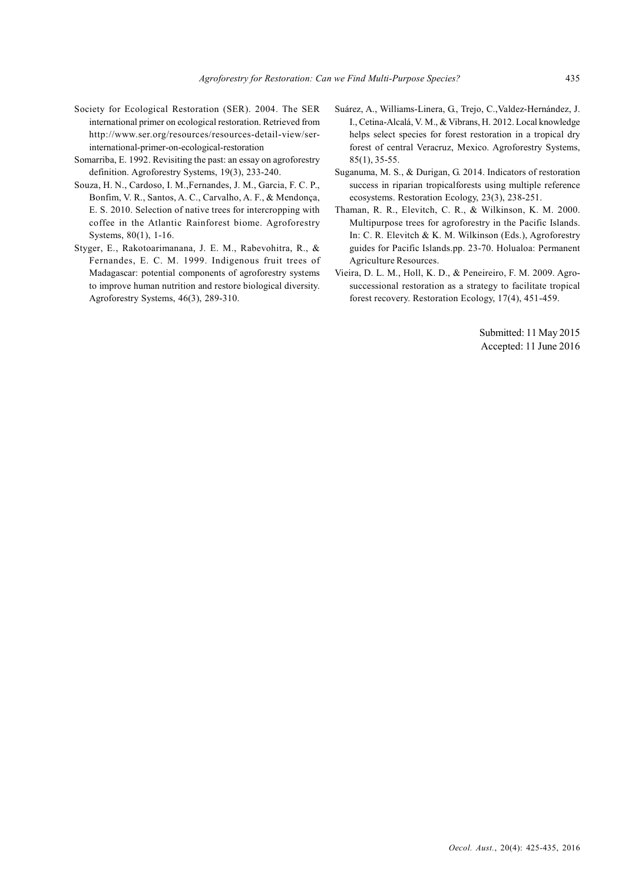Society for Ecological Restoration (SER). 2004. The SER international primer on ecological restoration. Retrieved from http://www.ser.org/resources/resources-detail-view/ser-international-primer-on-ecological-restoration

Somarriba, E. 1992. Revisiting the past: an essay on agroforestry definition. Agroforestry Systems, 19(3), 233-240.

Souza, H. N., Cardoso, I. M.,Fernandes, J. M., Garcia, F. C. P., Bonfim, V. R., Santos, A. C., Carvalho, A. F., & Mendonça, E. S. 2010. Selection of native trees for intercropping with coffee in the Atlantic Rainforest biome. Agroforestry Systems, 80(1), 1-16.

Styger, E., Rakotoarimanana, J. E. M., Rabevohitra, R., & Fernandes, E. C. M. 1999. Indigenous fruit trees of Madagascar: potential components of agroforestry systems to improve human nutrition and restore biological diversity. Agroforestry Systems, 46(3), 289-310.

Suárez, A., Williams-Linera, G., Trejo, C.,Valdez-Hernández, J. I., Cetina-Alcalá, V. M., & Vibrans, H. 2012. Local knowledge helps select species for forest restoration in a tropical dry forest of central Veracruz, Mexico. Agroforestry Systems, 85(1), 35-55.

Suganuma, M. S., & Durigan, G. 2014. Indicators of restoration success in riparian tropicalforests using multiple reference ecosystems. Restoration Ecology, 23(3), 238-251.

Thaman, R. R., Elevitch, C. R., & Wilkinson, K. M. 2000. Multipurpose trees for agroforestry in the Pacific Islands. In: C. R. Elevitch & K. M. Wilkinson (Eds.), Agroforestry guides for Pacific Islands.pp. 23-70. Holualoa: Permanent Agriculture Resources.

Vieira, D. L. M., Holl, K. D., & Peneireiro, F. M. 2009. Agro-successional restoration as a strategy to facilitate tropical forest recovery. Restoration Ecology, 17(4), 451-459.

Submitted: 11 May 2015
Accepted: 11 June 2016